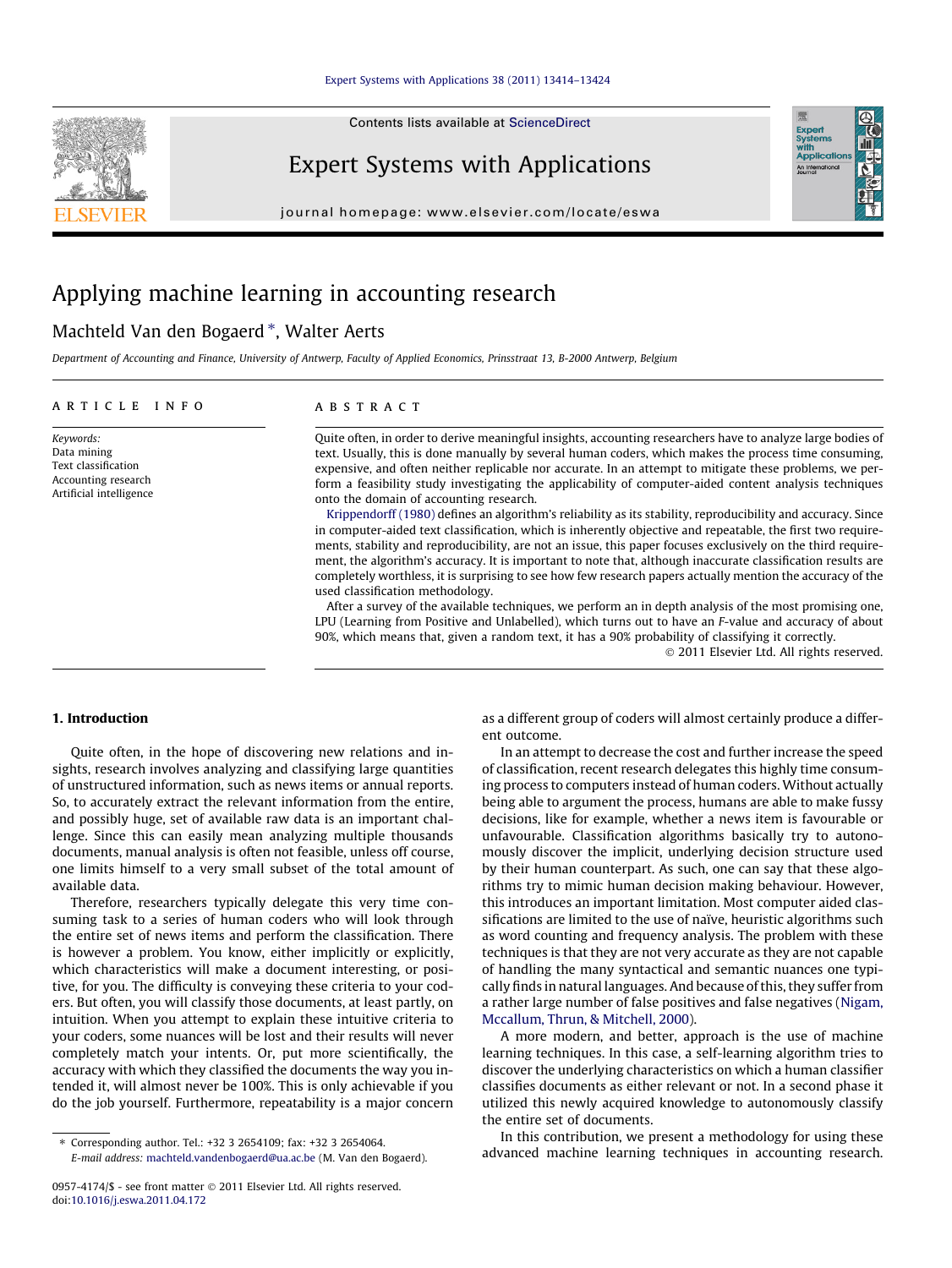# Applying machine learning in accounting research

Machteld Van den Bogaerd *, Walter Aerts

*Department of Accounting and Finance, University of Antwerp, Faculty of Applied Economics, Prinsstraat 13, B-2000 Antwerp, Belgium*

## ARTICLE INFO

*Keywords:*
Data mining
Text classification
Accounting research
Artificial intelligence

## ABSTRACT

Quite often, in order to derive meaningful insights, accounting researchers have to analyze large bodies of text. Usually, this is done manually by several human coders, which makes the process time consuming, expensive, and often neither replicable nor accurate. In an attempt to mitigate these problems, we perform a feasibility study investigating the applicability of computer-aided content analysis techniques onto the domain of accounting research.

Krippendorff (1980) defines an algorithm's reliability as its stability, reproducibility and accuracy. Since in computer-aided text classification, which is inherently objective and repeatable, the first two requirements, stability and reproducibility, are not an issue, this paper focuses exclusively on the third requirement, the algorithm's accuracy. It is important to note that, although inaccurate classification results are completely worthless, it is surprising to see how few research papers actually mention the accuracy of the used classification methodology.

After a survey of the available techniques, we perform an in depth analysis of the most promising one, LPU (Learning from Positive and Unlabelled), which turns out to have an *F*-value and accuracy of about 90%, which means that, given a random text, it has a 90% probability of classifying it correctly.

© 2011 Elsevier Ltd. All rights reserved.

## 1. Introduction

Quite often, in the hope of discovering new relations and insights, research involves analyzing and classifying large quantities of unstructured information, such as news items or annual reports. So, to accurately extract the relevant information from the entire, and possibly huge, set of available raw data is an important challenge. Since this can easily mean analyzing multiple thousands documents, manual analysis is often not feasible, unless off course, one limits himself to a very small subset of the total amount of available data.

Therefore, researchers typically delegate this very time consuming task to a series of human coders who will look through the entire set of news items and perform the classification. There is however a problem. You know, either implicitly or explicitly, which characteristics will make a document interesting, or positive, for you. The difficulty is conveying these criteria to your coders. But often, you will classify those documents, at least partly, on intuition. When you attempt to explain these intuitive criteria to your coders, some nuances will be lost and their results will never completely match your intents. Or, put more scientifically, the accuracy with which they classified the documents the way you intended it, will almost never be 100%. This is only achievable if you do the job yourself. Furthermore, repeatability is a major concern as a different group of coders will almost certainly produce a different outcome.

In an attempt to decrease the cost and further increase the speed of classification, recent research delegates this highly time consuming process to computers instead of human coders. Without actually being able to argument the process, humans are able to make fussy decisions, like for example, whether a news item is favourable or unfavourable. Classification algorithms basically try to autonomously discover the implicit, underlying decision structure used by their human counterpart. As such, one can say that these algorithms try to mimic human decision making behaviour. However, this introduces an important limitation. Most computer aided classifications are limited to the use of naïve, heuristic algorithms such as word counting and frequency analysis. The problem with these techniques is that they are not very accurate as they are not capable of handling the many syntactical and semantic nuances one typically finds in natural languages. And because of this, they suffer from a rather large number of false positives and false negatives (Nigam, Mccallum, Thrun, & Mitchell, 2000).

A more modern, and better, approach is the use of machine learning techniques. In this case, a self-learning algorithm tries to discover the underlying characteristics on which a human classifier classifies documents as either relevant or not. In a second phase it utilized this newly acquired knowledge to autonomously classify the entire set of documents.

In this contribution, we present a methodology for using these advanced machine learning techniques in accounting research.

* Corresponding author. Tel.: +32 3 2654109; fax: +32 3 2654064.
*E-mail address:* machteld.vandenbogaerd@ua.ac.be (M. Van den Bogaerd).

0957-4174/$ - see front matter © 2011 Elsevier Ltd. All rights reserved.
doi:10.1016/j.eswa.2011.04.172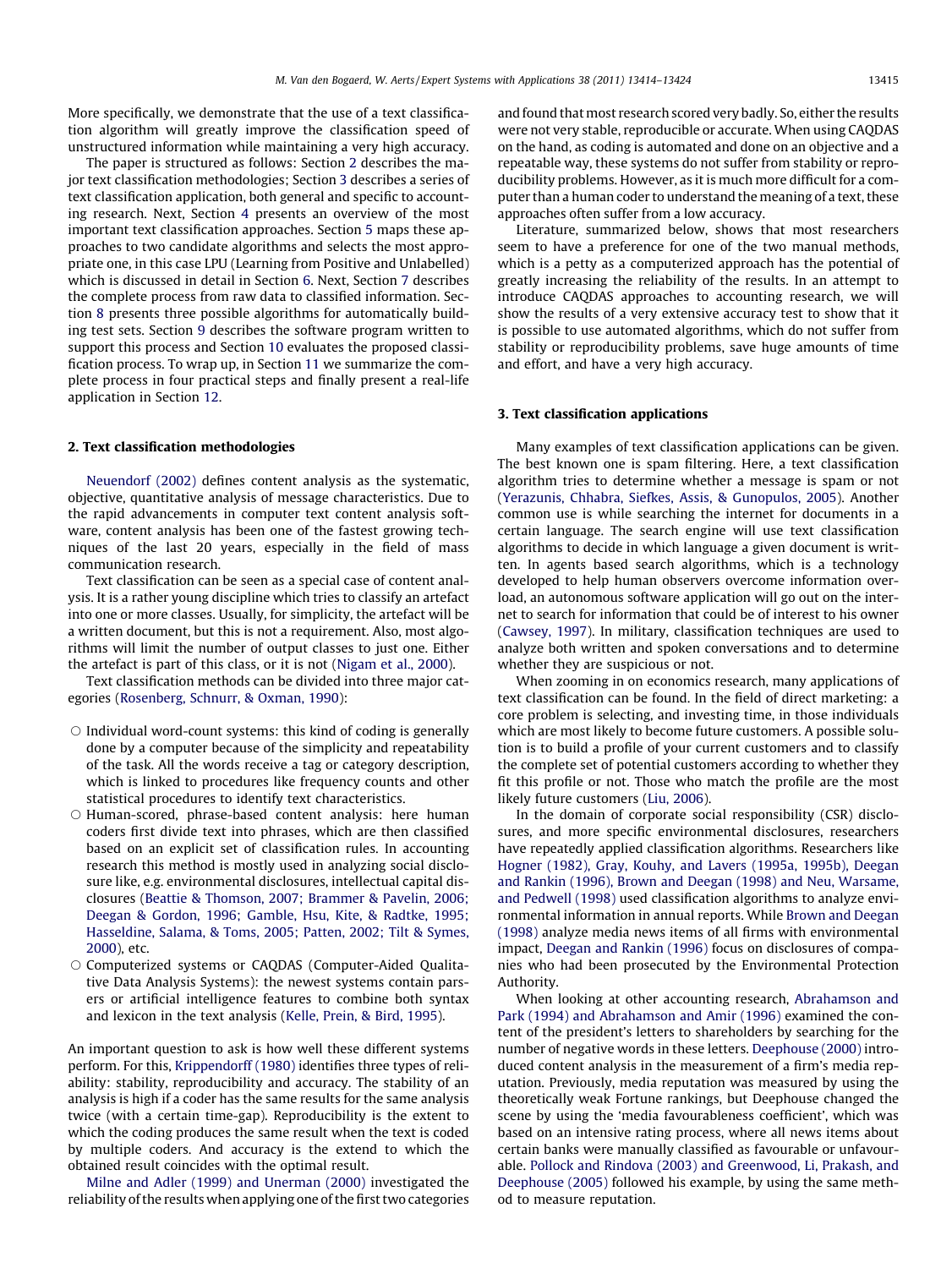More specifically, we demonstrate that the use of a text classification algorithm will greatly improve the classification speed of unstructured information while maintaining a very high accuracy.

The paper is structured as follows: Section 2 describes the major text classification methodologies; Section 3 describes a series of text classification application, both general and specific to accounting research. Next, Section 4 presents an overview of the most important text classification approaches. Section 5 maps these approaches to two candidate algorithms and selects the most appropriate one, in this case LPU (Learning from Positive and Unlabelled) which is discussed in detail in Section 6. Next, Section 7 describes the complete process from raw data to classified information. Section 8 presents three possible algorithms for automatically building test sets. Section 9 describes the software program written to support this process and Section 10 evaluates the proposed classification process. To wrap up, in Section 11 we summarize the complete process in four practical steps and finally present a real-life application in Section 12.

## 2. Text classification methodologies

Neuendorf (2002) defines content analysis as the systematic, objective, quantitative analysis of message characteristics. Due to the rapid advancements in computer text content analysis software, content analysis has been one of the fastest growing techniques of the last 20 years, especially in the field of mass communication research.

Text classification can be seen as a special case of content analysis. It is a rather young discipline which tries to classify an artefact into one or more classes. Usually, for simplicity, the artefact will be a written document, but this is not a requirement. Also, most algorithms will limit the number of output classes to just one. Either the artefact is part of this class, or it is not (Nigam et al., 2000).

Text classification methods can be divided into three major categories (Rosenberg, Schnurr, & Oxman, 1990):

- Individual word-count systems: this kind of coding is generally done by a computer because of the simplicity and repeatability of the task. All the words receive a tag or category description, which is linked to procedures like frequency counts and other statistical procedures to identify text characteristics.
- Human-scored, phrase-based content analysis: here human coders first divide text into phrases, which are then classified based on an explicit set of classification rules. In accounting research this method is mostly used in analyzing social disclosure like, e.g. environmental disclosures, intellectual capital disclosures (Beattie & Thomson, 2007; Brammer & Pavelin, 2006; Deegan & Gordon, 1996; Gamble, Hsu, Kite, & Radtke, 1995; Hasseldine, Salama, & Toms, 2005; Patten, 2002; Tilt & Symes, 2000), etc.
- Computerized systems or CAQDAS (Computer-Aided Qualitative Data Analysis Systems): the newest systems contain parsers or artificial intelligence features to combine both syntax and lexicon in the text analysis (Kelle, Prein, & Bird, 1995).

An important question to ask is how well these different systems perform. For this, Krippendorff (1980) identifies three types of reliability: stability, reproducibility and accuracy. The stability of an analysis is high if a coder has the same results for the same analysis twice (with a certain time-gap). Reproducibility is the extent to which the coding produces the same result when the text is coded by multiple coders. And accuracy is the extend to which the obtained result coincides with the optimal result.

Milne and Adler (1999) and Unerman (2000) investigated the reliability of the results when applying one of the first two categories and found that most research scored very badly. So, either the results were not very stable, reproducible or accurate. When using CAQDAS on the hand, as coding is automated and done on an objective and a repeatable way, these systems do not suffer from stability or reproducibility problems. However, as it is much more difficult for a computer than a human coder to understand the meaning of a text, these approaches often suffer from a low accuracy.

Literature, summarized below, shows that most researchers seem to have a preference for one of the two manual methods, which is a petty as a computerized approach has the potential of greatly increasing the reliability of the results. In an attempt to introduce CAQDAS approaches to accounting research, we will show the results of a very extensive accuracy test to show that it is possible to use automated algorithms, which do not suffer from stability or reproducibility problems, save huge amounts of time and effort, and have a very high accuracy.

## 3. Text classification applications

Many examples of text classification applications can be given. The best known one is spam filtering. Here, a text classification algorithm tries to determine whether a message is spam or not (Yerazunis, Chhabra, Siefkes, Assis, & Gunopulos, 2005). Another common use is while searching the internet for documents in a certain language. The search engine will use text classification algorithms to decide in which language a given document is written. In agents based search algorithms, which is a technology developed to help human observers overcome information overload, an autonomous software application will go out on the internet to search for information that could be of interest to his owner (Cawsey, 1997). In military, classification techniques are used to analyze both written and spoken conversations and to determine whether they are suspicious or not.

When zooming in on economics research, many applications of text classification can be found. In the field of direct marketing: a core problem is selecting, and investing time, in those individuals which are most likely to become future customers. A possible solution is to build a profile of your current customers and to classify the complete set of potential customers according to whether they fit this profile or not. Those who match the profile are the most likely future customers (Liu, 2006).

In the domain of corporate social responsibility (CSR) disclosures, and more specific environmental disclosures, researchers have repeatedly applied classification algorithms. Researchers like Hogner (1982), Gray, Kouhy, and Lavers (1995a, 1995b), Deegan and Rankin (1996), Brown and Deegan (1998) and Neu, Warsame, and Pedwell (1998) used classification algorithms to analyze environmental information in annual reports. While Brown and Deegan (1998) analyze media news items of all firms with environmental impact, Deegan and Rankin (1996) focus on disclosures of companies who had been prosecuted by the Environmental Protection Authority.

When looking at other accounting research, Abrahamson and Park (1994) and Abrahamson and Amir (1996) examined the content of the president's letters to shareholders by searching for the number of negative words in these letters. Deephouse (2000) introduced content analysis in the measurement of a firm's media reputation. Previously, media reputation was measured by using the theoretically weak Fortune rankings, but Deephouse changed the scene by using the 'media favourableness coefficient', which was based on an intensive rating process, where all news items about certain banks were manually classified as favourable or unfavourable. Pollock and Rindova (2003) and Greenwood, Li, Prakash, and Deephouse (2005) followed his example, by using the same method to measure reputation.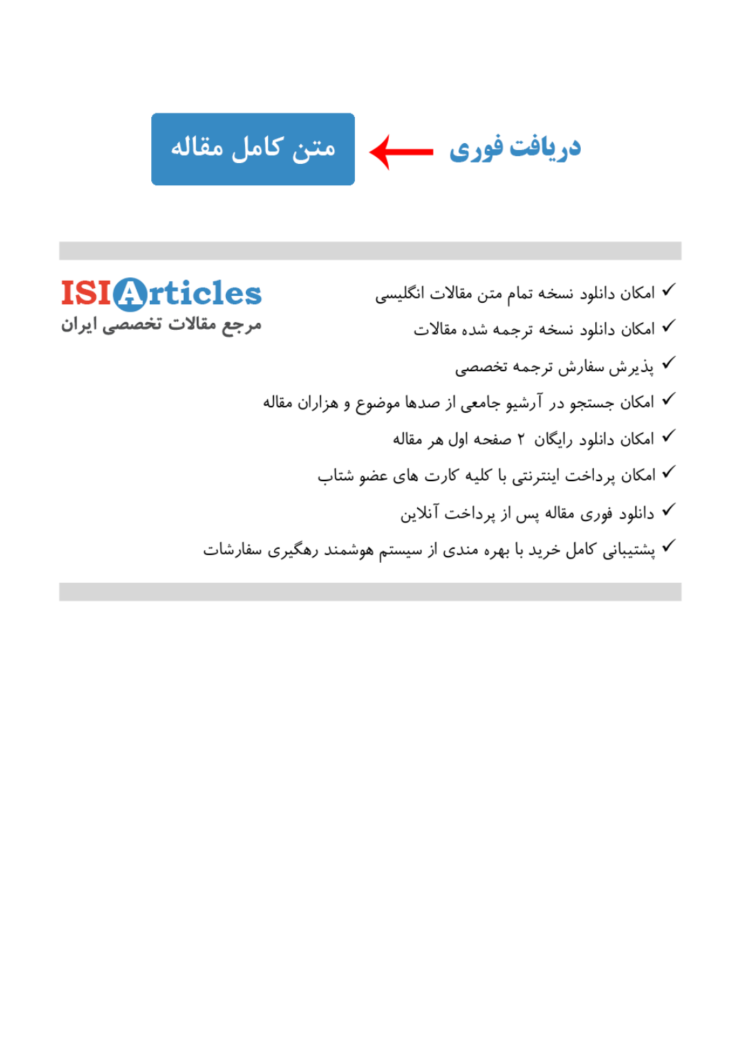دریافت فوری ← **متن کامل مقاله**

**ISIArticles**
مرجع مقالات تخصصی ایران

- ✓ امکان دانلود نسخه تمام متن مقالات انگلیسی
- ✓ امکان دانلود نسخه ترجمه شده مقالات
- ✓ پذیرش سفارش ترجمه تخصصی
- ✓ امکان جستجو در آرشیو جامعی از صدها موضوع و هزاران مقاله
- ✓ امکان دانلود رایگان ۲ صفحه اول هر مقاله
- ✓ امکان پرداخت اینترنتی با کلیه کارت های عضو شتاب
- ✓ دانلود فوری مقاله پس از پرداخت آنلاین
- ✓ پشتیبانی کامل خرید با بهره مندی از سیستم هوشمند رهگیری سفارشات